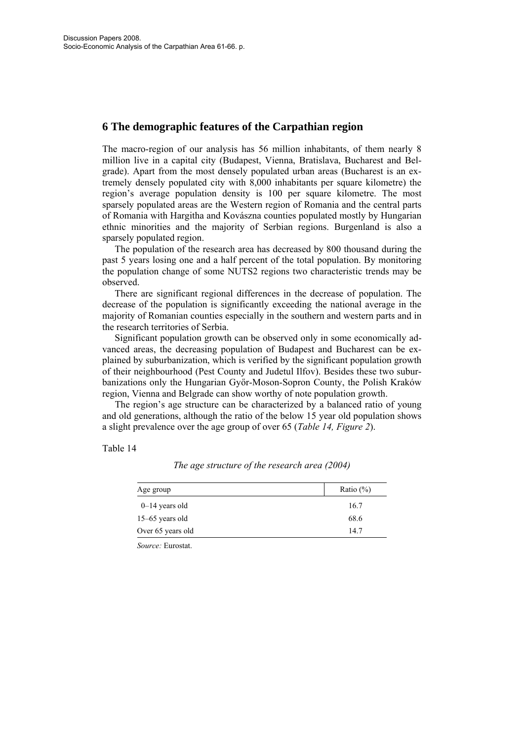## 6 The demographic features of the Carpathian region

The macro-region of our analysis has 56 million inhabitants, of them nearly 8 million live in a capital city (Budapest, Vienna, Bratislava, Bucharest and Belgrade). Apart from the most densely populated urban areas (Bucharest is an extremely densely populated city with 8,000 inhabitants per square kilometre) the region's average population density is 100 per square kilometre. The most sparsely populated areas are the Western region of Romania and the central parts of Romania with Hargitha and Kovászna counties populated mostly by Hungarian ethnic minorities and the majority of Serbian regions. Burgenland is also a sparsely populated region.

The population of the research area has decreased by 800 thousand during the past 5 years losing one and a half percent of the total population. By monitoring the population change of some NUTS2 regions two characteristic trends may be observed.

There are significant regional differences in the decrease of population. The decrease of the population is significantly exceeding the national average in the majority of Romanian counties especially in the southern and western parts and in the research territories of Serbia.

Significant population growth can be observed only in some economically advanced areas, the decreasing population of Budapest and Bucharest can be explained by suburbanization, which is verified by the significant population growth of their neighbourhood (Pest County and Judetul Ilfov). Besides these two suburbanizations only the Hungarian Győr-Moson-Sopron County, the Polish Kraków region, Vienna and Belgrade can show worthy of note population growth.

The region's age structure can be characterized by a balanced ratio of young and old generations, although the ratio of the below 15 year old population shows a slight prevalence over the age group of over 65 (*Table 14, Figure 2*).

Table 14

*The age structure of the research area (2004)*

| Age group | Ratio (%) |
|---|---|
| 0–14 years old | 16.7 |
| 15–65 years old | 68.6 |
| Over 65 years old | 14.7 |

*Source:* Eurostat.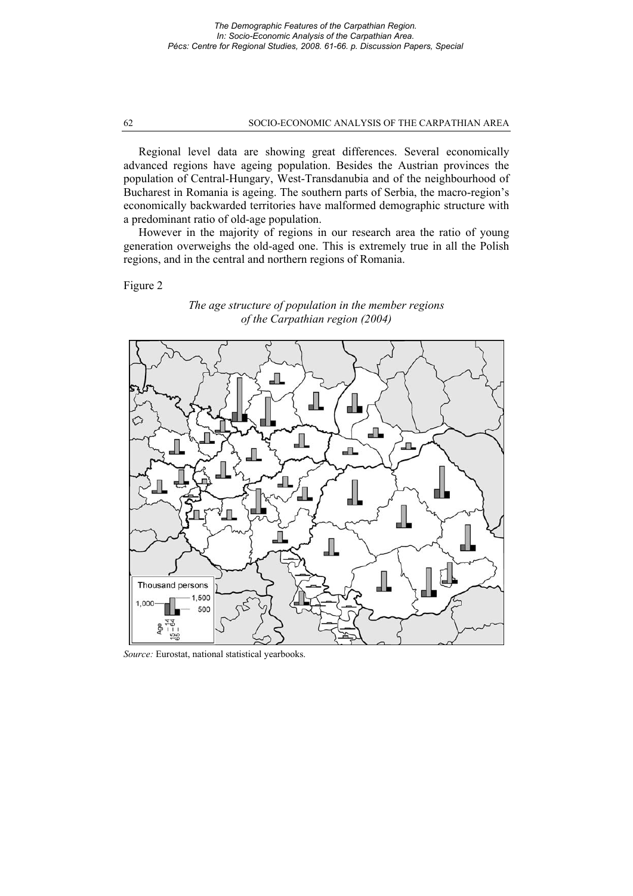Regional level data are showing great differences. Several economically advanced regions have ageing population. Besides the Austrian provinces the population of Central-Hungary, West-Transdanubia and of the neighbourhood of Bucharest in Romania is ageing. The southern parts of Serbia, the macro-region's economically backwarded territories have malformed demographic structure with a predominant ratio of old-age population.

However in the majority of regions in our research area the ratio of young generation overweighs the old-aged one. This is extremely true in all the Polish regions, and in the central and northern regions of Romania.

Figure 2

*The age structure of population in the member regions of the Carpathian region (2004)*

*Source:* Eurostat, national statistical yearbooks.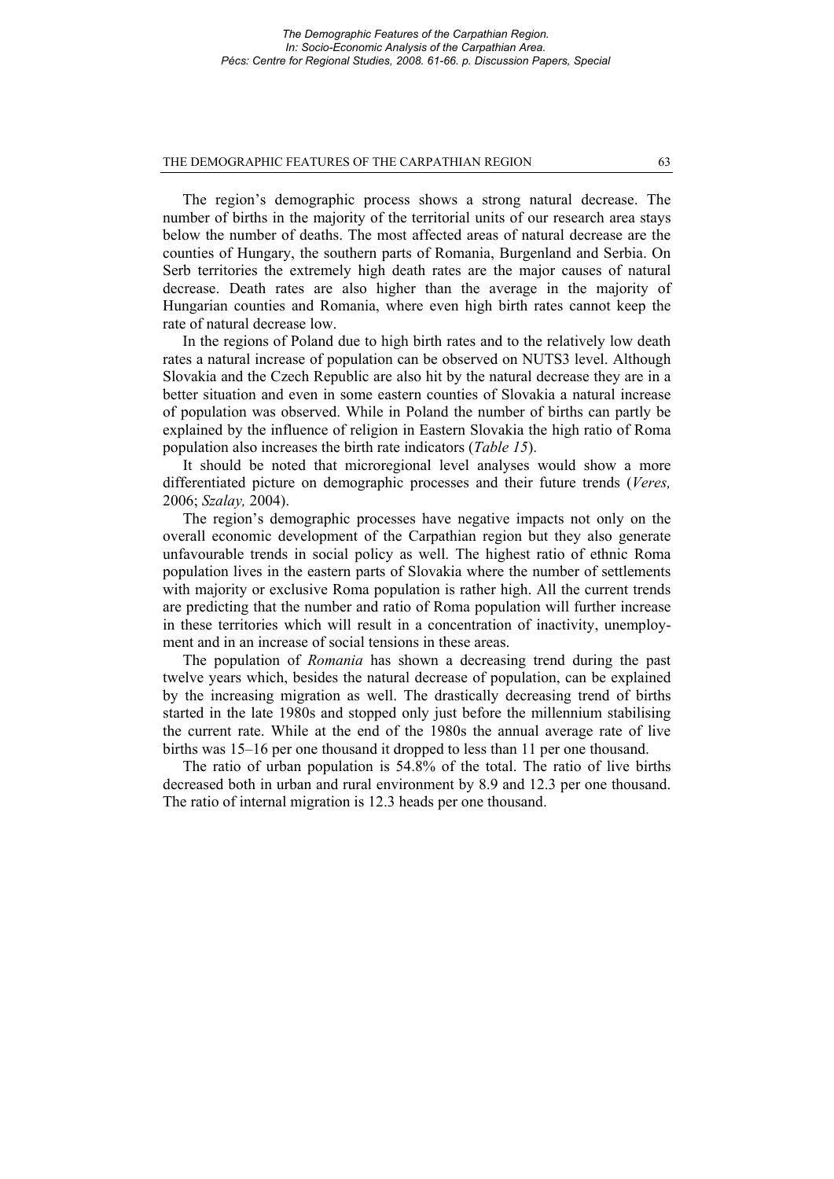The region's demographic process shows a strong natural decrease. The number of births in the majority of the territorial units of our research area stays below the number of deaths. The most affected areas of natural decrease are the counties of Hungary, the southern parts of Romania, Burgenland and Serbia. On Serb territories the extremely high death rates are the major causes of natural decrease. Death rates are also higher than the average in the majority of Hungarian counties and Romania, where even high birth rates cannot keep the rate of natural decrease low.

In the regions of Poland due to high birth rates and to the relatively low death rates a natural increase of population can be observed on NUTS3 level. Although Slovakia and the Czech Republic are also hit by the natural decrease they are in a better situation and even in some eastern counties of Slovakia a natural increase of population was observed. While in Poland the number of births can partly be explained by the influence of religion in Eastern Slovakia the high ratio of Roma population also increases the birth rate indicators (*Table 15*).

It should be noted that microregional level analyses would show a more differentiated picture on demographic processes and their future trends (*Veres,* 2006; *Szalay,* 2004).

The region's demographic processes have negative impacts not only on the overall economic development of the Carpathian region but they also generate unfavourable trends in social policy as well. The highest ratio of ethnic Roma population lives in the eastern parts of Slovakia where the number of settlements with majority or exclusive Roma population is rather high. All the current trends are predicting that the number and ratio of Roma population will further increase in these territories which will result in a concentration of inactivity, unemployment and in an increase of social tensions in these areas.

The population of *Romania* has shown a decreasing trend during the past twelve years which, besides the natural decrease of population, can be explained by the increasing migration as well. The drastically decreasing trend of births started in the late 1980s and stopped only just before the millennium stabilising the current rate. While at the end of the 1980s the annual average rate of live births was 15–16 per one thousand it dropped to less than 11 per one thousand.

The ratio of urban population is 54.8% of the total. The ratio of live births decreased both in urban and rural environment by 8.9 and 12.3 per one thousand. The ratio of internal migration is 12.3 heads per one thousand.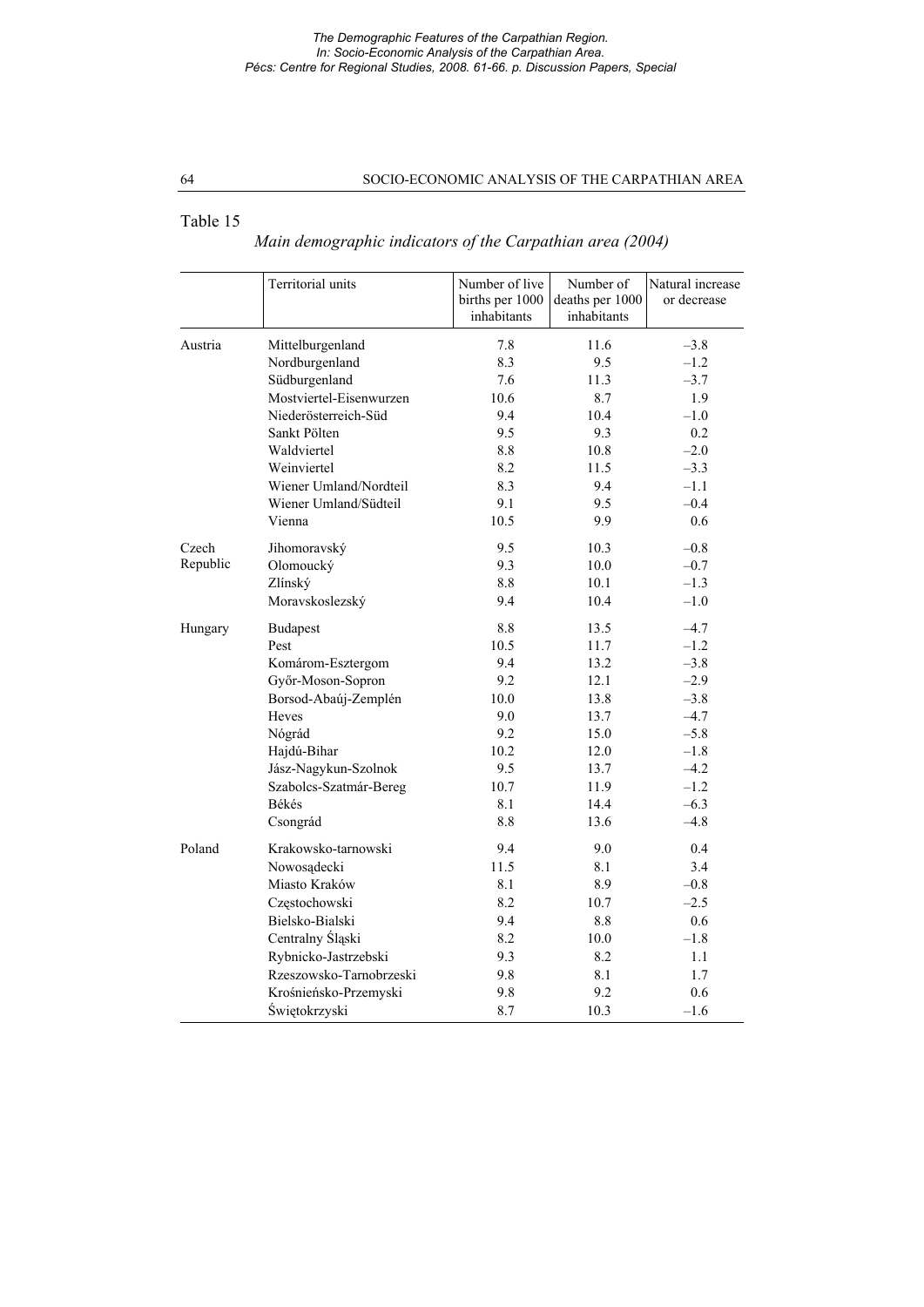Table 15

*Main demographic indicators of the Carpathian area (2004)*

| | Territorial units | Number of live births per 1000 inhabitants | Number of deaths per 1000 inhabitants | Natural increase or decrease |
|---|---|---|---|---|
| Austria | Mittelburgenland | 7.8 | 11.6 | –3.8 |
| | Nordburgenland | 8.3 | 9.5 | –1.2 |
| | Südburgenland | 7.6 | 11.3 | –3.7 |
| | Mostviertel-Eisenwurzen | 10.6 | 8.7 | 1.9 |
| | Niederösterreich-Süd | 9.4 | 10.4 | –1.0 |
| | Sankt Pölten | 9.5 | 9.3 | 0.2 |
| | Waldviertel | 8.8 | 10.8 | –2.0 |
| | Weinviertel | 8.2 | 11.5 | –3.3 |
| | Wiener Umland/Nordteil | 8.3 | 9.4 | –1.1 |
| | Wiener Umland/Südteil | 9.1 | 9.5 | –0.4 |
| | Vienna | 10.5 | 9.9 | 0.6 |
| Czech Republic | Jihomoravský | 9.5 | 10.3 | –0.8 |
| | Olomoucký | 9.3 | 10.0 | –0.7 |
| | Zlínský | 8.8 | 10.1 | –1.3 |
| | Moravskoslezský | 9.4 | 10.4 | –1.0 |
| Hungary | Budapest | 8.8 | 13.5 | –4.7 |
| | Pest | 10.5 | 11.7 | –1.2 |
| | Komárom-Esztergom | 9.4 | 13.2 | –3.8 |
| | Győr-Moson-Sopron | 9.2 | 12.1 | –2.9 |
| | Borsod-Abaúj-Zemplén | 10.0 | 13.8 | –3.8 |
| | Heves | 9.0 | 13.7 | –4.7 |
| | Nógrád | 9.2 | 15.0 | –5.8 |
| | Hajdú-Bihar | 10.2 | 12.0 | –1.8 |
| | Jász-Nagykun-Szolnok | 9.5 | 13.7 | –4.2 |
| | Szabolcs-Szatmár-Bereg | 10.7 | 11.9 | –1.2 |
| | Békés | 8.1 | 14.4 | –6.3 |
| | Csongrád | 8.8 | 13.6 | –4.8 |
| Poland | Krakowsko-tarnowski | 9.4 | 9.0 | 0.4 |
| | Nowosądecki | 11.5 | 8.1 | 3.4 |
| | Miasto Kraków | 8.1 | 8.9 | –0.8 |
| | Częstochowski | 8.2 | 10.7 | –2.5 |
| | Bielsko-Bialski | 9.4 | 8.8 | 0.6 |
| | Centralny Śląski | 8.2 | 10.0 | –1.8 |
| | Rybnicko-Jastrzebski | 9.3 | 8.2 | 1.1 |
| | Rzeszowsko-Tarnobrzeski | 9.8 | 8.1 | 1.7 |
| | Krośnieńsko-Przemyski | 9.8 | 9.2 | 0.6 |
| | Świętokrzyski | 8.7 | 10.3 | –1.6 |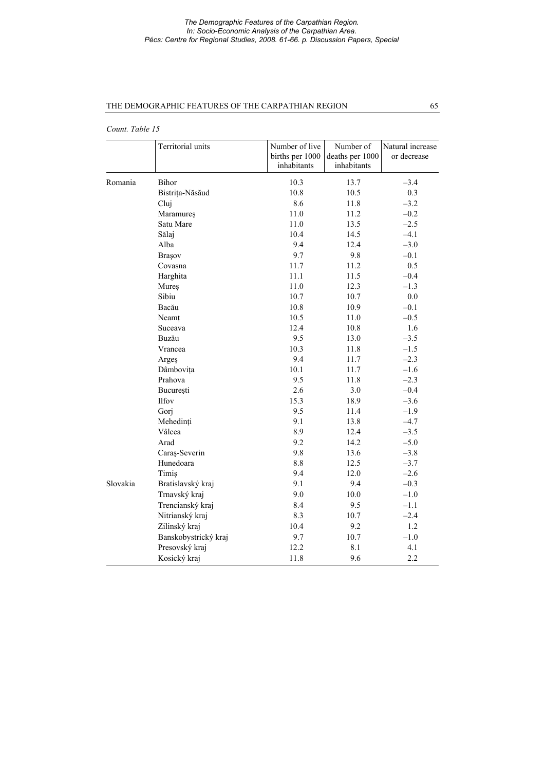*Count. Table 15*

| | Territorial units | Number of live births per 1000 inhabitants | Number of deaths per 1000 inhabitants | Natural increase or decrease |
|---|---|---|---|---|
| Romania | Bihor | 10.3 | 13.7 | –3.4 |
| | Bistrița-Năsăud | 10.8 | 10.5 | 0.3 |
| | Cluj | 8.6 | 11.8 | –3.2 |
| | Maramureș | 11.0 | 11.2 | –0.2 |
| | Satu Mare | 11.0 | 13.5 | –2.5 |
| | Sălaj | 10.4 | 14.5 | –4.1 |
| | Alba | 9.4 | 12.4 | –3.0 |
| | Brașov | 9.7 | 9.8 | –0.1 |
| | Covasna | 11.7 | 11.2 | 0.5 |
| | Harghita | 11.1 | 11.5 | –0.4 |
| | Mureș | 11.0 | 12.3 | –1.3 |
| | Sibiu | 10.7 | 10.7 | 0.0 |
| | Bacău | 10.8 | 10.9 | –0.1 |
| | Neamț | 10.5 | 11.0 | –0.5 |
| | Suceava | 12.4 | 10.8 | 1.6 |
| | Buzău | 9.5 | 13.0 | –3.5 |
| | Vrancea | 10.3 | 11.8 | –1.5 |
| | Argeș | 9.4 | 11.7 | –2.3 |
| | Dâmbovița | 10.1 | 11.7 | –1.6 |
| | Prahova | 9.5 | 11.8 | –2.3 |
| | București | 2.6 | 3.0 | –0.4 |
| | Ilfov | 15.3 | 18.9 | –3.6 |
| | Gorj | 9.5 | 11.4 | –1.9 |
| | Mehedinți | 9.1 | 13.8 | –4.7 |
| | Vâlcea | 8.9 | 12.4 | –3.5 |
| | Arad | 9.2 | 14.2 | –5.0 |
| | Caraș-Severin | 9.8 | 13.6 | –3.8 |
| | Hunedoara | 8.8 | 12.5 | –3.7 |
| | Timiș | 9.4 | 12.0 | –2.6 |
| Slovakia | Bratislavský kraj | 9.1 | 9.4 | –0.3 |
| | Trnavský kraj | 9.0 | 10.0 | –1.0 |
| | Trencianský kraj | 8.4 | 9.5 | –1.1 |
| | Nitrianský kraj | 8.3 | 10.7 | –2.4 |
| | Zilinský kraj | 10.4 | 9.2 | 1.2 |
| | Banskobystrický kraj | 9.7 | 10.7 | –1.0 |
| | Presovský kraj | 12.2 | 8.1 | 4.1 |
| | Kosický kraj | 11.8 | 9.6 | 2.2 |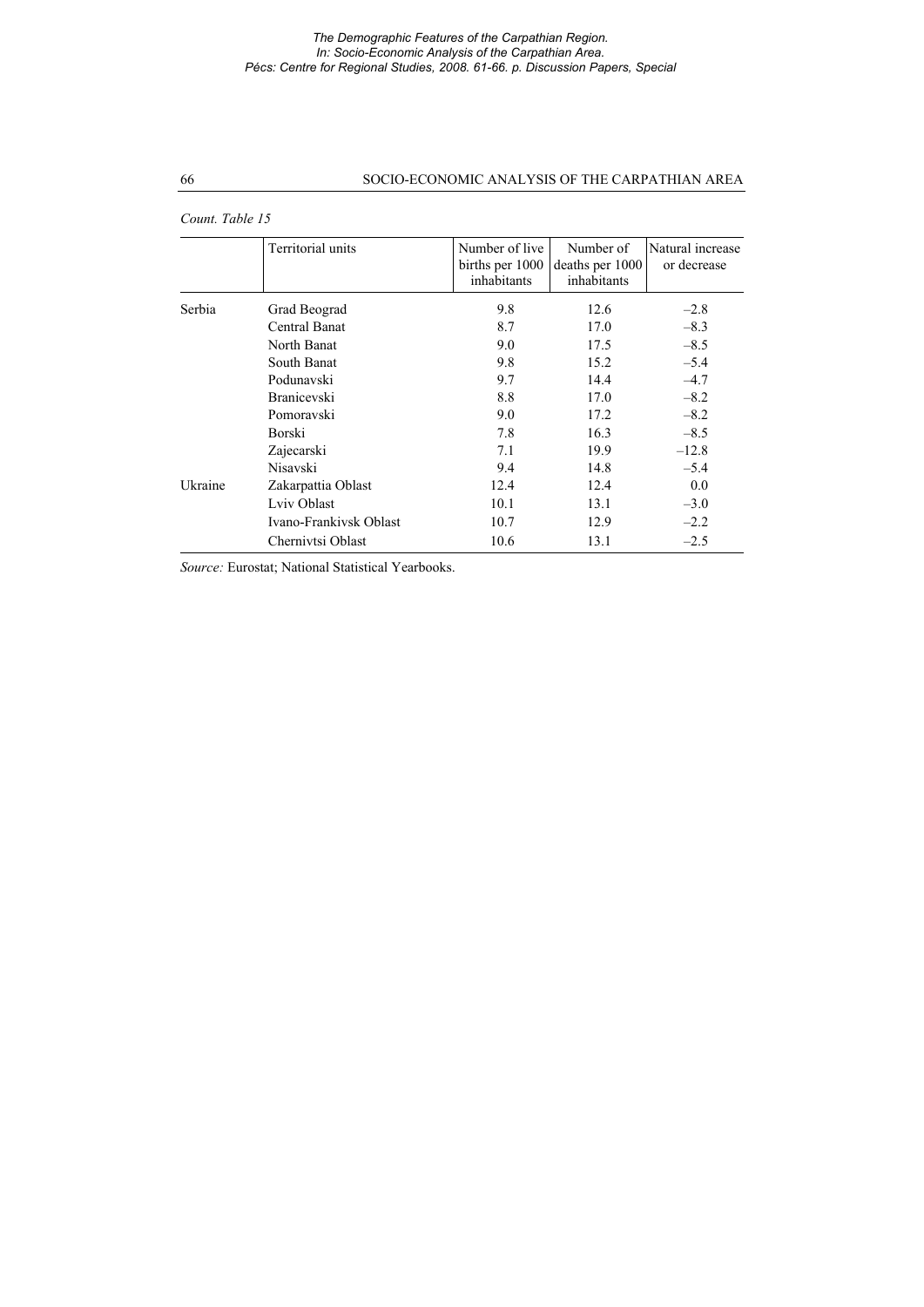*Cont. Table 15*

| | Territorial units | Number of live births per 1000 inhabitants | Number of deaths per 1000 inhabitants | Natural increase or decrease |
|---|---|---|---|---|
| Serbia | Grad Beograd | 9.8 | 12.6 | –2.8 |
| | Central Banat | 8.7 | 17.0 | –8.3 |
| | North Banat | 9.0 | 17.5 | –8.5 |
| | South Banat | 9.8 | 15.2 | –5.4 |
| | Podunavski | 9.7 | 14.4 | –4.7 |
| | Branicevski | 8.8 | 17.0 | –8.2 |
| | Pomoravski | 9.0 | 17.2 | –8.2 |
| | Borski | 7.8 | 16.3 | –8.5 |
| | Zajecarski | 7.1 | 19.9 | –12.8 |
| | Nisavski | 9.4 | 14.8 | –5.4 |
| Ukraine | Zakarpattia Oblast | 12.4 | 12.4 | 0.0 |
| | Lviv Oblast | 10.1 | 13.1 | –3.0 |
| | Ivano-Frankivsk Oblast | 10.7 | 12.9 | –2.2 |
| | Chernivtsi Oblast | 10.6 | 13.1 | –2.5 |

*Source:* Eurostat; National Statistical Yearbooks.